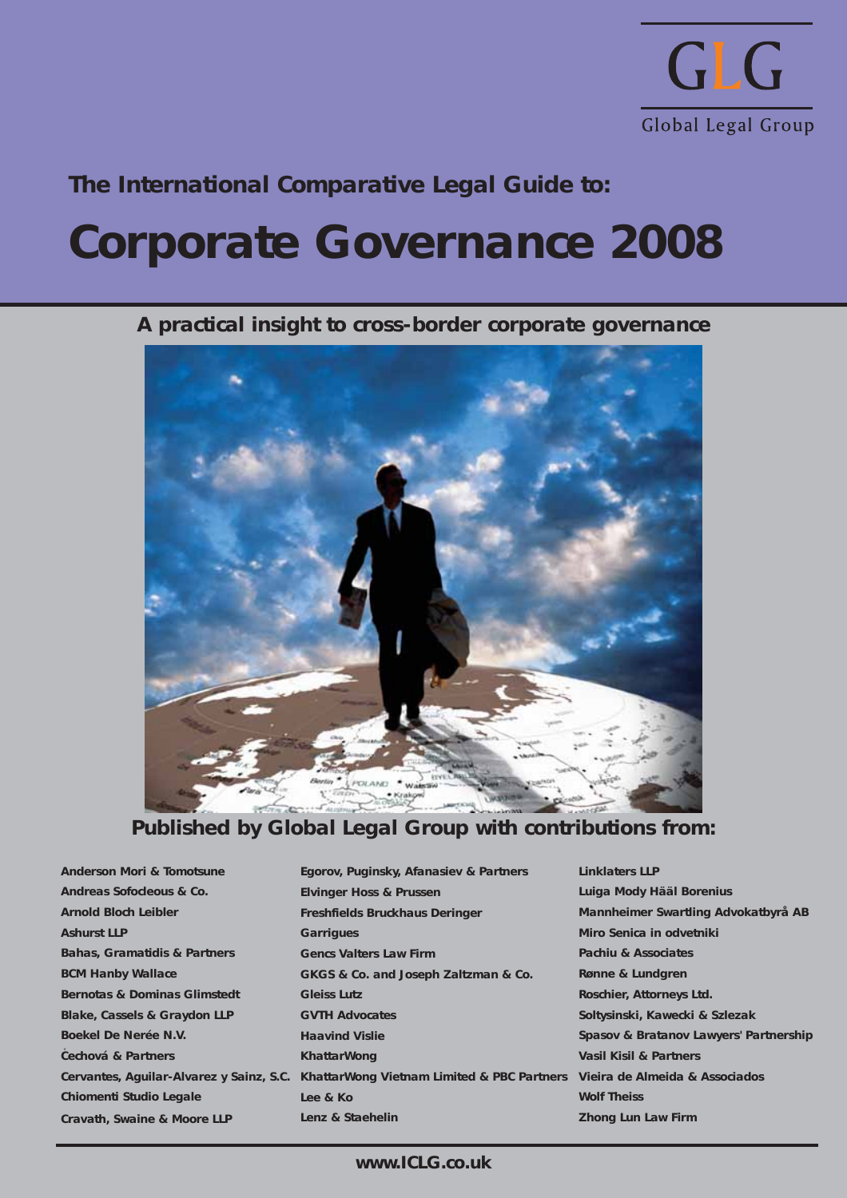GLG

Global Legal Group

**The International Comparative Legal Guide to:**

# Corporate Governance 2008

**A practical insight to cross-border corporate governance**

**Published by Global Legal Group with contributions from:**

Anderson Mori & Tomotsune
Andreas Sofocleous & Co.
Arnold Bloch Leibler
Ashurst LLP
Bahas, Gramatidis & Partners
BCM Hanby Wallace
Bernotas & Dominas Glimstedt
Blake, Cassels & Graydon LLP
Boekel De Nerée N.V.
Čechová & Partners
Cervantes, Aguilar-Alvarez y Sainz, S.C.
Chiomenti Studio Legale
Cravath, Swaine & Moore LLP
Egorov, Puginsky, Afanasiev & Partners
Elvinger Hoss & Prussen
Freshfields Bruckhaus Deringer
Garrigues
Gencs Valters Law Firm
GKGS & Co. and Joseph Zaltzman & Co.
Gleiss Lutz
GVTH Advocates
Haavind Vislie
KhattarWong
KhattarWong Vietnam Limited & PBC Partners
Lee & Ko
Lenz & Staehelin
Linklaters LLP
Luiga Mody Hääl Borenius
Mannheimer Swartling Advokatbyrå AB
Miro Senica in odvetniki
Pachiu & Associates
Rønne & Lundgren
Roschier, Attorneys Ltd.
Soltysinski, Kawecki & Szlezak
Spasov & Bratanov Lawyers' Partnership
Vasil Kisil & Partners
Vieira de Almeida & Associados
Wolf Theiss
Zhong Lun Law Firm

www.ICLG.co.uk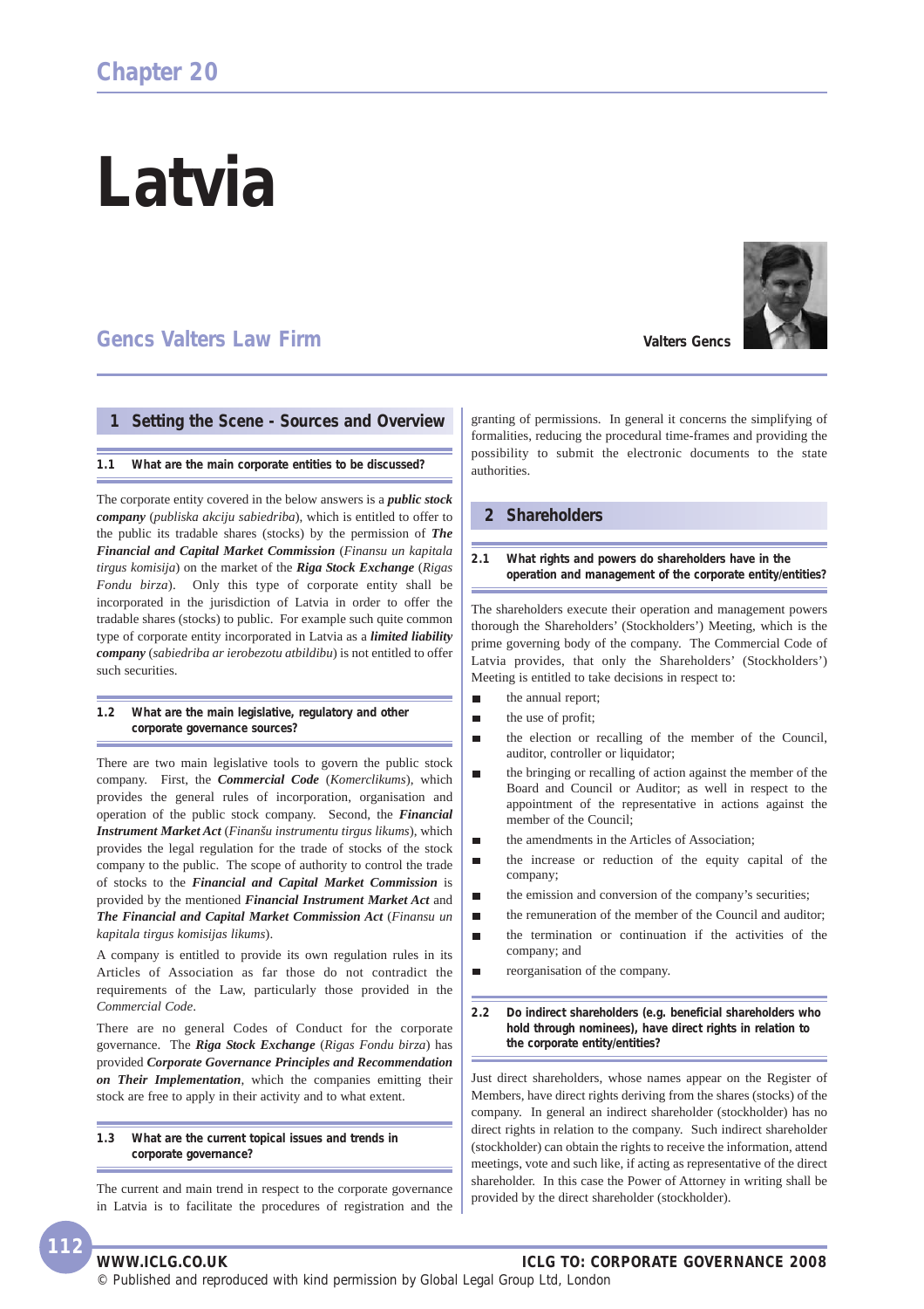Chapter 20

# Latvia

## Gencs Valters Law Firm

Valters Gencs

## 1 Setting the Scene - Sources and Overview

### 1.1 What are the main corporate entities to be discussed?

The corporate entity covered in the below answers is a ***public stock company*** (*publiska akciju sabiedriba*), which is entitled to offer to the public its tradable shares (stocks) by the permission of ***The Financial and Capital Market Commission*** (*Finansu un kapitala tirgus komisija*) on the market of the ***Riga Stock Exchange*** (*Rigas Fondu birza*). Only this type of corporate entity shall be incorporated in the jurisdiction of Latvia in order to offer the tradable shares (stocks) to public. For example such quite common type of corporate entity incorporated in Latvia as a ***limited liability company*** (*sabiedriba ar ierobezotu atbildibu*) is not entitled to offer such securities.

### 1.2 What are the main legislative, regulatory and other corporate governance sources?

There are two main legislative tools to govern the public stock company. First, the ***Commercial Code*** (*Komerclikums*), which provides the general rules of incorporation, organisation and operation of the public stock company. Second, the ***Financial Instrument Market Act*** (*Finanšu instrumentu tirgus likums*), which provides the legal regulation for the trade of stocks of the stock company to the public. The scope of authority to control the trade of stocks to the ***Financial and Capital Market Commission*** is provided by the mentioned ***Financial Instrument Market Act*** and ***The Financial and Capital Market Commission Act*** (*Finansu un kapitala tirgus komisijas likums*).

A company is entitled to provide its own regulation rules in its Articles of Association as far those do not contradict the requirements of the Law, particularly those provided in the *Commercial Code*.

There are no general Codes of Conduct for the corporate governance. The ***Riga Stock Exchange*** (*Rigas Fondu birza*) has provided ***Corporate Governance Principles and Recommendation on Their Implementation***, which the companies emitting their stock are free to apply in their activity and to what extent.

### 1.3 What are the current topical issues and trends in corporate governance?

The current and main trend in respect to the corporate governance in Latvia is to facilitate the procedures of registration and the granting of permissions. In general it concerns the simplifying of formalities, reducing the procedural time-frames and providing the possibility to submit the electronic documents to the state authorities.

## 2 Shareholders

### 2.1 What rights and powers do shareholders have in the operation and management of the corporate entity/entities?

The shareholders execute their operation and management powers thorough the Shareholders' (Stockholders') Meeting, which is the prime governing body of the company. The Commercial Code of Latvia provides, that only the Shareholders' (Stockholders') Meeting is entitled to take decisions in respect to:

- the annual report;
- the use of profit;
- the election or recalling of the member of the Council, auditor, controller or liquidator;
- the bringing or recalling of action against the member of the Board and Council or Auditor; as well in respect to the appointment of the representative in actions against the member of the Council;
- the amendments in the Articles of Association;
- the increase or reduction of the equity capital of the company;
- the emission and conversion of the company's securities;
- the remuneration of the member of the Council and auditor;
- the termination or continuation if the activities of the company; and
- reorganisation of the company.

### 2.2 Do indirect shareholders (e.g. beneficial shareholders who hold through nominees), have direct rights in relation to the corporate entity/entities?

Just direct shareholders, whose names appear on the Register of Members, have direct rights deriving from the shares (stocks) of the company. In general an indirect shareholder (stockholder) has no direct rights in relation to the company. Such indirect shareholder (stockholder) can obtain the rights to receive the information, attend meetings, vote and such like, if acting as representative of the direct shareholder. In this case the Power of Attorney in writing shall be provided by the direct shareholder (stockholder).

© Published and reproduced with kind permission by Global Legal Group Ltd, London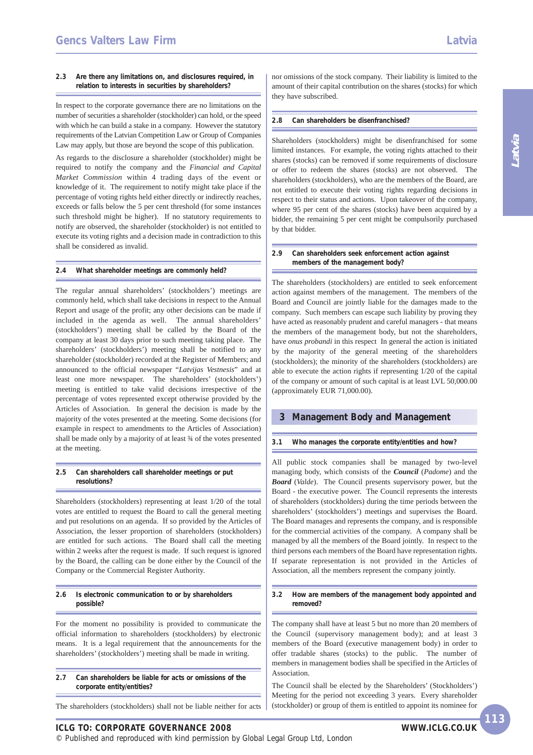### 2.3 Are there any limitations on, and disclosures required, in relation to interests in securities by shareholders?

In respect to the corporate governance there are no limitations on the number of securities a shareholder (stockholder) can hold, or the speed with which he can build a stake in a company. However the statutory requirements of the Latvian Competition Law or Group of Companies Law may apply, but those are beyond the scope of this publication.

As regards to the disclosure a shareholder (stockholder) might be required to notify the company and the *Financial and Capital Market Commission* within 4 trading days of the event or knowledge of it. The requirement to notify might take place if the percentage of voting rights held either directly or indirectly reaches, exceeds or falls below the 5 per cent threshold (for some instances such threshold might be higher). If no statutory requirements to notify are observed, the shareholder (stockholder) is not entitled to execute its voting rights and a decision made in contradiction to this shall be considered as invalid.

### 2.4 What shareholder meetings are commonly held?

The regular annual shareholders' (stockholders') meetings are commonly held, which shall take decisions in respect to the Annual Report and usage of the profit; any other decisions can be made if included in the agenda as well. The annual shareholders' (stockholders') meeting shall be called by the Board of the company at least 30 days prior to such meeting taking place. The shareholders' (stockholders') meeting shall be notified to any shareholder (stockholder) recorded at the Register of Members; and announced to the official newspaper "*Latvijas Vestnesis*" and at least one more newspaper. The shareholders' (stockholders') meeting is entitled to take valid decisions irrespective of the percentage of votes represented except otherwise provided by the Articles of Association. In general the decision is made by the majority of the votes presented at the meeting. Some decisions (for example in respect to amendments to the Articles of Association) shall be made only by a majority of at least ¾ of the votes presented at the meeting.

### 2.5 Can shareholders call shareholder meetings or put resolutions?

Shareholders (stockholders) representing at least 1/20 of the total votes are entitled to request the Board to call the general meeting and put resolutions on an agenda. If so provided by the Articles of Association, the lesser proportion of shareholders (stockholders) are entitled for such actions. The Board shall call the meeting within 2 weeks after the request is made. If such request is ignored by the Board, the calling can be done either by the Council of the Company or the Commercial Register Authority.

### 2.6 Is electronic communication to or by shareholders possible?

For the moment no possibility is provided to communicate the official information to shareholders (stockholders) by electronic means. It is a legal requirement that the announcements for the shareholders' (stockholders') meeting shall be made in writing.

### 2.7 Can shareholders be liable for acts or omissions of the corporate entity/entities?

The shareholders (stockholders) shall not be liable neither for acts nor omissions of the stock company. Their liability is limited to the amount of their capital contribution on the shares (stocks) for which they have subscribed.

### 2.8 Can shareholders be disenfranchised?

Shareholders (stockholders) might be disenfranchised for some limited instances. For example, the voting rights attached to their shares (stocks) can be removed if some requirements of disclosure or offer to redeem the shares (stocks) are not observed. The shareholders (stockholders), who are the members of the Board, are not entitled to execute their voting rights regarding decisions in respect to their status and actions. Upon takeover of the company, where 95 per cent of the shares (stocks) have been acquired by a bidder, the remaining 5 per cent might be compulsorily purchased by that bidder.

### 2.9 Can shareholders seek enforcement action against members of the management body?

The shareholders (stockholders) are entitled to seek enforcement action against members of the management. The members of the Board and Council are jointly liable for the damages made to the company. Such members can escape such liability by proving they have acted as reasonably prudent and careful managers - that means the members of the management body, but not the shareholders, have *onus probandi* in this respect In general the action is initiated by the majority of the general meeting of the shareholders (stockholders); the minority of the shareholders (stockholders) are able to execute the action rights if representing 1/20 of the capital of the company or amount of such capital is at least LVL 50,000.00 (approximately EUR 71,000.00).

## 3 Management Body and Management

### 3.1 Who manages the corporate entity/entities and how?

All public stock companies shall be managed by two-level managing body, which consists of the ***Council*** (*Padome*) and the ***Board*** (*Valde*). The Council presents supervisory power, but the Board - the executive power. The Council represents the interests of shareholders (stockholders) during the time periods between the shareholders' (stockholders') meetings and supervises the Board. The Board manages and represents the company, and is responsible for the commercial activities of the company. A company shall be managed by all the members of the Board jointly. In respect to the third persons each members of the Board have representation rights. If separate representation is not provided in the Articles of Association, all the members represent the company jointly.

### 3.2 How are members of the management body appointed and removed?

The company shall have at least 5 but no more than 20 members of the Council (supervisory management body); and at least 3 members of the Board (executive management body) in order to offer tradable shares (stocks) to the public. The number of members in management bodies shall be specified in the Articles of Association.

The Council shall be elected by the Shareholders' (Stockholders') Meeting for the period not exceeding 3 years. Every shareholder (stockholder) or group of them is entitled to appoint its nominee for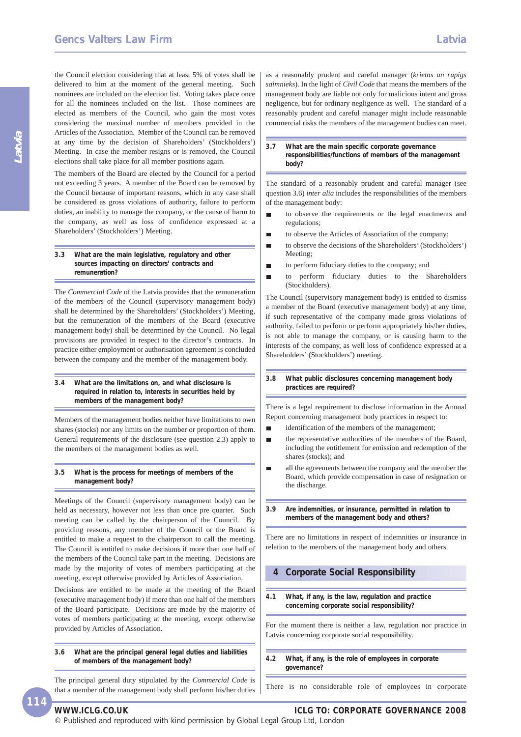the Council election considering that at least 5% of votes shall be delivered to him at the moment of the general meeting. Such nominees are included on the election list. Voting takes place once for all the nominees included on the list. Those nominees are elected as members of the Council, who gain the most votes considering the maximal number of members provided in the Articles of the Association. Member of the Council can be removed at any time by the decision of Shareholders' (Stockholders') Meeting. In case the member resigns or is removed, the Council elections shall take place for all member positions again.

The members of the Board are elected by the Council for a period not exceeding 3 years. A member of the Board can be removed by the Council because of important reasons, which in any case shall be considered as gross violations of authority, failure to perform duties, an inability to manage the company, or the cause of harm to the company, as well as loss of confidence expressed at a Shareholders' (Stockholders') Meeting.

### 3.3 What are the main legislative, regulatory and other sources impacting on directors' contracts and remuneration?

The *Commercial Code* of the Latvia provides that the remuneration of the members of the Council (supervisory management body) shall be determined by the Shareholders' (Stockholders') Meeting, but the remuneration of the members of the Board (executive management body) shall be determined by the Council. No legal provisions are provided in respect to the director's contracts. In practice either employment or authorisation agreement is concluded between the company and the member of the management body.

### 3.4 What are the limitations on, and what disclosure is required in relation to, interests in securities held by members of the management body?

Members of the management bodies neither have limitations to own shares (stocks) nor any limits on the number or proportion of them. General requirements of the disclosure (see question 2.3) apply to the members of the management bodies as well.

### 3.5 What is the process for meetings of members of the management body?

Meetings of the Council (supervisory management body) can be held as necessary, however not less than once per quarter. Such meeting can be called by the chairperson of the Council. By providing reasons, any member of the Council or the Board is entitled to make a request to the chairperson to call the meeting. The Council is entitled to make decisions if more than one half of the members of the Council take part in the meeting. Decisions are made by the majority of votes of members participating at the meeting, except otherwise provided by Articles of Association.

Decisions are entitled to be made at the meeting of the Board (executive management body) if more than one half of the members of the Board participate. Decisions are made by the majority of votes of members participating at the meeting, except otherwise provided by Articles of Association.

### 3.6 What are the principal general legal duties and liabilities of members of the management body?

The principal general duty stipulated by the *Commercial Code* is that a member of the management body shall perform his/her duties as a reasonably prudent and careful manager (*krietns un rupigs saimnieks*). In the light of *Civil Code* that means the members of the management body are liable not only for malicious intent and gross negligence, but for ordinary negligence as well. The standard of a reasonably prudent and careful manager might include reasonable commercial risks the members of the management bodies can meet.

### 3.7 What are the main specific corporate governance responsibilities/functions of members of the management body?

The standard of a reasonably prudent and careful manager (see question 3.6) *inter alia* includes the responsibilities of the members of the management body:

- to observe the requirements or the legal enactments and regulations;
- to observe the Articles of Association of the company;
- to observe the decisions of the Shareholders' (Stockholders') Meeting;
- to perform fiduciary duties to the company; and
- to perform fiduciary duties to the Shareholders (Stockholders).

The Council (supervisory management body) is entitled to dismiss a member of the Board (executive management body) at any time, if such representative of the company made gross violations of authority, failed to perform or perform appropriately his/her duties, is not able to manage the company, or is causing harm to the interests of the company, as well loss of confidence expressed at a Shareholders' (Stockholders') meeting.

### 3.8 What public disclosures concerning management body practices are required?

There is a legal requirement to disclose information in the Annual Report concerning management body practices in respect to:

- identification of the members of the management;
- the representative authorities of the members of the Board, including the entitlement for emission and redemption of the shares (stocks); and
- all the agreements between the company and the member the Board, which provide compensation in case of resignation or the discharge.

### 3.9 Are indemnities, or insurance, permitted in relation to members of the management body and others?

There are no limitations in respect of indemnities or insurance in relation to the members of the management body and others.

## 4 Corporate Social Responsibility

### 4.1 What, if any, is the law, regulation and practice concerning corporate social responsibility?

For the moment there is neither a law, regulation nor practice in Latvia concerning corporate social responsibility.

### 4.2 What, if any, is the role of employees in corporate governance?

There is no considerable role of employees in corporate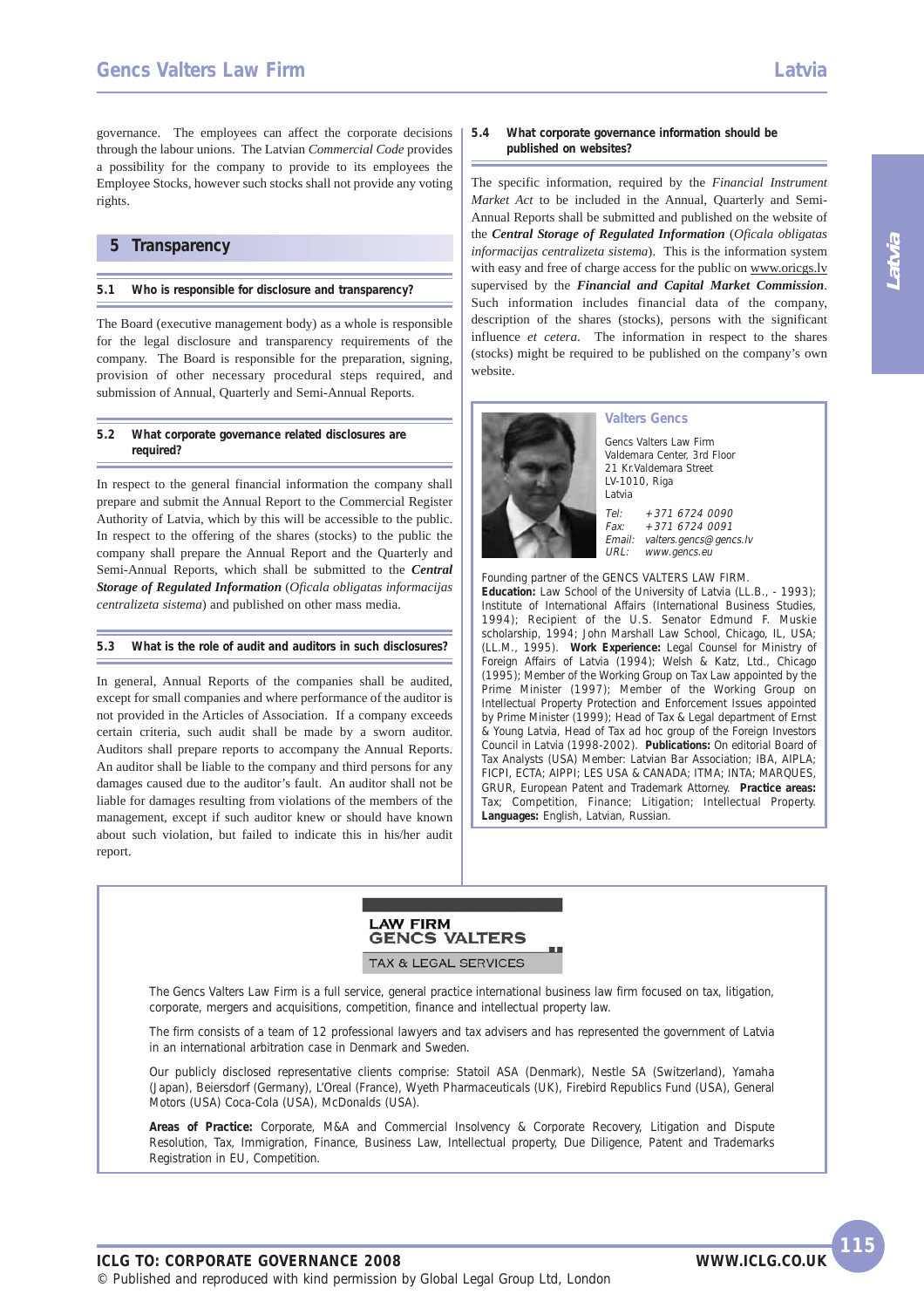governance. The employees can affect the corporate decisions through the labour unions. The Latvian *Commercial Code* provides a possibility for the company to provide to its employees the Employee Stocks, however such stocks shall not provide any voting rights.

## 5 Transparency

### 5.1 Who is responsible for disclosure and transparency?

The Board (executive management body) as a whole is responsible for the legal disclosure and transparency requirements of the company. The Board is responsible for the preparation, signing, provision of other necessary procedural steps required, and submission of Annual, Quarterly and Semi-Annual Reports.

### 5.2 What corporate governance related disclosures are required?

In respect to the general financial information the company shall prepare and submit the Annual Report to the Commercial Register Authority of Latvia, which by this will be accessible to the public. In respect to the offering of the shares (stocks) to the public the company shall prepare the Annual Report and the Quarterly and Semi-Annual Reports, which shall be submitted to the ***Central Storage of Regulated Information*** (*Oficala obligatas informacijas centralizeta sistema*) and published on other mass media.

### 5.3 What is the role of audit and auditors in such disclosures?

In general, Annual Reports of the companies shall be audited, except for small companies and where performance of the auditor is not provided in the Articles of Association. If a company exceeds certain criteria, such audit shall be made by a sworn auditor. Auditors shall prepare reports to accompany the Annual Reports. An auditor shall be liable to the company and third persons for any damages caused due to the auditor's fault. An auditor shall not be liable for damages resulting from violations of the members of the management, except if such auditor knew or should have known about such violation, but failed to indicate this in his/her audit report.

### 5.4 What corporate governance information should be published on websites?

The specific information, required by the *Financial Instrument Market Act* to be included in the Annual, Quarterly and Semi-Annual Reports shall be submitted and published on the website of the ***Central Storage of Regulated Information*** (*Oficala obligatas informacijas centralizeta sistema*). This is the information system with easy and free of charge access for the public on www.oricgs.lv supervised by the ***Financial and Capital Market Commission***. Such information includes financial data of the company, description of the shares (stocks), persons with the significant influence *et cetera*. The information in respect to the shares (stocks) might be required to be published on the company's own website.

**Valters Gencs**

Gencs Valters Law Firm
Valdemara Center, 3rd Floor
21 Kr.Valdemara Street
LV-1010, Riga
Latvia

*Tel:* +371 6724 0090
*Fax:* +371 6724 0091
*Email:* valters.gencs@gencs.lv
*URL:* www.gencs.eu

Founding partner of the GENCS VALTERS LAW FIRM. **Education:** Law School of the University of Latvia (LL.B., - 1993); Institute of International Affairs (International Business Studies, 1994); Recipient of the U.S. Senator Edmund F. Muskie scholarship, 1994; John Marshall Law School, Chicago, IL, USA; (LL.M., 1995). **Work Experience:** Legal Counsel for Ministry of Foreign Affairs of Latvia (1994); Welsh & Katz, Ltd., Chicago (1995); Member of the Working Group on Tax Law appointed by the Prime Minister (1997); Member of the Working Group on Intellectual Property Protection and Enforcement Issues appointed by Prime Minister (1999); Head of Tax & Legal department of Ernst & Young Latvia, Head of Tax ad hoc group of the Foreign Investors Council in Latvia (1998-2002). **Publications:** On editorial Board of Tax Analysts (USA) Member: Latvian Bar Association; IBA, AIPLA; FICPI, ECTA; AIPPI; LES USA & CANADA; ITMA; INTA; MARQUES, GRUR, European Patent and Trademark Attorney. **Practice areas:** Tax; Competition, Finance; Litigation; Intellectual Property. **Languages:** English, Latvian, Russian.

LAW FIRM
GENCS VALTERS
TAX & LEGAL SERVICES

The Gencs Valters Law Firm is a full service, general practice international business law firm focused on tax, litigation, corporate, mergers and acquisitions, competition, finance and intellectual property law.

The firm consists of a team of 12 professional lawyers and tax advisers and has represented the government of Latvia in an international arbitration case in Denmark and Sweden.

Our publicly disclosed representative clients comprise: Statoil ASA (Denmark), Nestle SA (Switzerland), Yamaha (Japan), Beiersdorf (Germany), L'Oreal (France), Wyeth Pharmaceuticals (UK), Firebird Republics Fund (USA), General Motors (USA) Coca-Cola (USA), McDonalds (USA).

**Areas of Practice:** Corporate, M&A and Commercial Insolvency & Corporate Recovery, Litigation and Dispute Resolution, Tax, Immigration, Finance, Business Law, Intellectual property, Due Diligence, Patent and Trademarks Registration in EU, Competition.